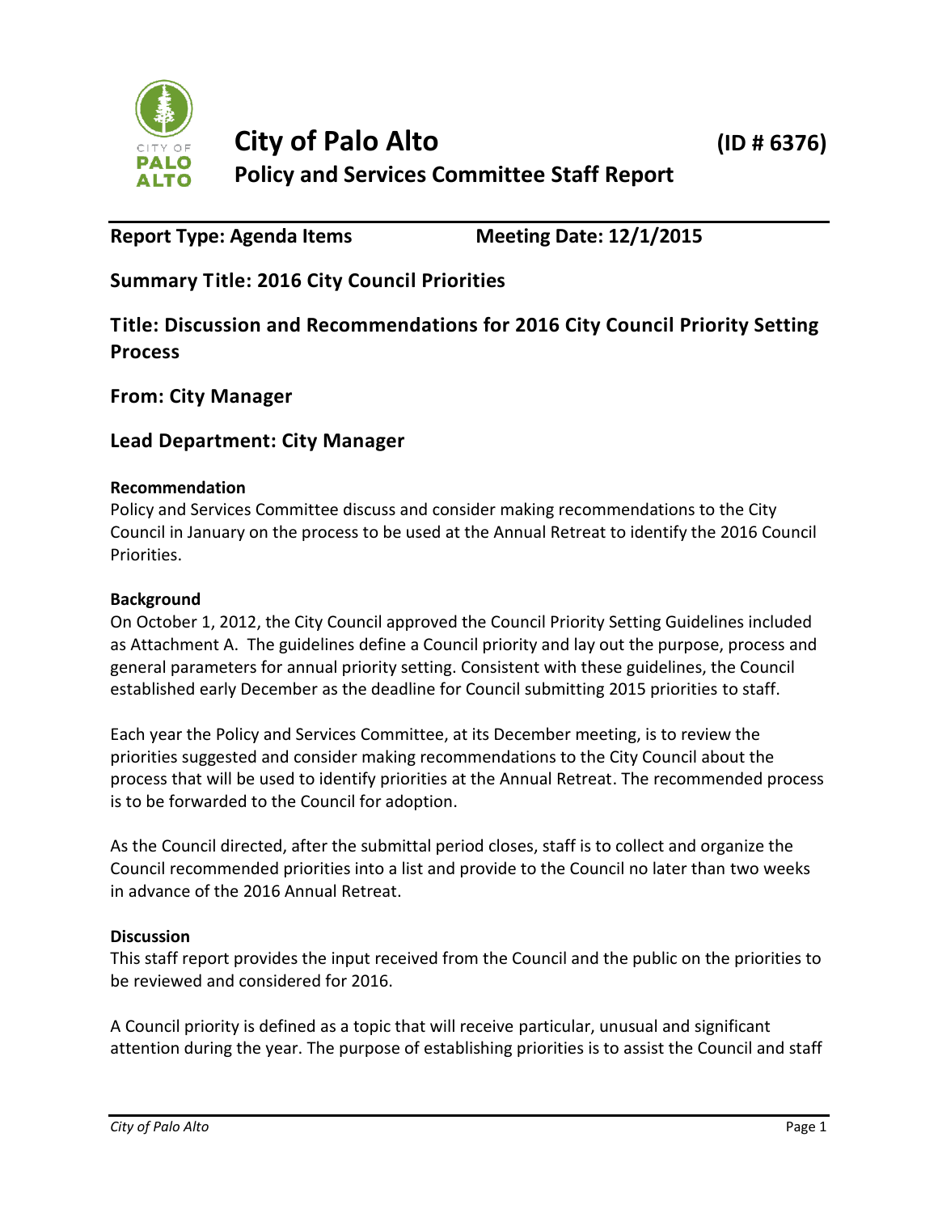# City of Palo Alto (ID # 6376)

## Policy and Services Committee Staff Report

**Report Type: Agenda Items** **Meeting Date: 12/1/2015**

### Summary Title: 2016 City Council Priorities

### Title: Discussion and Recommendations for 2016 City Council Priority Setting Process

### From: City Manager

### Lead Department: City Manager

**Recommendation**

Policy and Services Committee discuss and consider making recommendations to the City Council in January on the process to be used at the Annual Retreat to identify the 2016 Council Priorities.

**Background**

On October 1, 2012, the City Council approved the Council Priority Setting Guidelines included as Attachment A. The guidelines define a Council priority and lay out the purpose, process and general parameters for annual priority setting. Consistent with these guidelines, the Council established early December as the deadline for Council submitting 2015 priorities to staff.

Each year the Policy and Services Committee, at its December meeting, is to review the priorities suggested and consider making recommendations to the City Council about the process that will be used to identify priorities at the Annual Retreat. The recommended process is to be forwarded to the Council for adoption.

As the Council directed, after the submittal period closes, staff is to collect and organize the Council recommended priorities into a list and provide to the Council no later than two weeks in advance of the 2016 Annual Retreat.

**Discussion**

This staff report provides the input received from the Council and the public on the priorities to be reviewed and considered for 2016.

A Council priority is defined as a topic that will receive particular, unusual and significant attention during the year. The purpose of establishing priorities is to assist the Council and staff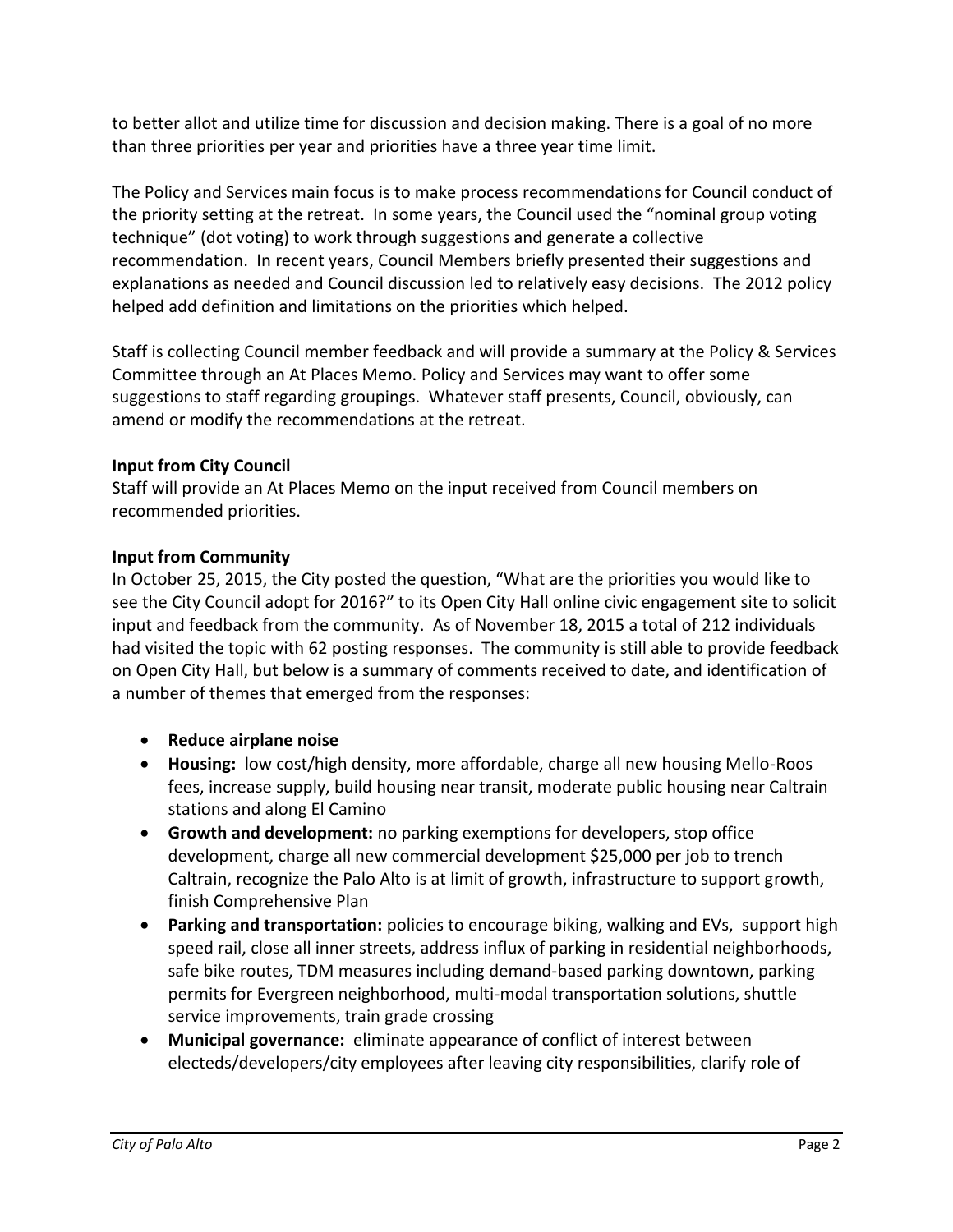to better allot and utilize time for discussion and decision making. There is a goal of no more than three priorities per year and priorities have a three year time limit.

The Policy and Services main focus is to make process recommendations for Council conduct of the priority setting at the retreat. In some years, the Council used the "nominal group voting technique" (dot voting) to work through suggestions and generate a collective recommendation. In recent years, Council Members briefly presented their suggestions and explanations as needed and Council discussion led to relatively easy decisions. The 2012 policy helped add definition and limitations on the priorities which helped.

Staff is collecting Council member feedback and will provide a summary at the Policy & Services Committee through an At Places Memo. Policy and Services may want to offer some suggestions to staff regarding groupings. Whatever staff presents, Council, obviously, can amend or modify the recommendations at the retreat.

**Input from City Council**

Staff will provide an At Places Memo on the input received from Council members on recommended priorities.

**Input from Community**

In October 25, 2015, the City posted the question, "What are the priorities you would like to see the City Council adopt for 2016?" to its Open City Hall online civic engagement site to solicit input and feedback from the community. As of November 18, 2015 a total of 212 individuals had visited the topic with 62 posting responses. The community is still able to provide feedback on Open City Hall, but below is a summary of comments received to date, and identification of a number of themes that emerged from the responses:

- **Reduce airplane noise**
- **Housing:** low cost/high density, more affordable, charge all new housing Mello-Roos fees, increase supply, build housing near transit, moderate public housing near Caltrain stations and along El Camino
- **Growth and development:** no parking exemptions for developers, stop office development, charge all new commercial development $25,000 per job to trench Caltrain, recognize the Palo Alto is at limit of growth, infrastructure to support growth, finish Comprehensive Plan
- **Parking and transportation:** policies to encourage biking, walking and EVs, support high speed rail, close all inner streets, address influx of parking in residential neighborhoods, safe bike routes, TDM measures including demand-based parking downtown, parking permits for Evergreen neighborhood, multi-modal transportation solutions, shuttle service improvements, train grade crossing
- **Municipal governance:** eliminate appearance of conflict of interest between electeds/developers/city employees after leaving city responsibilities, clarify role of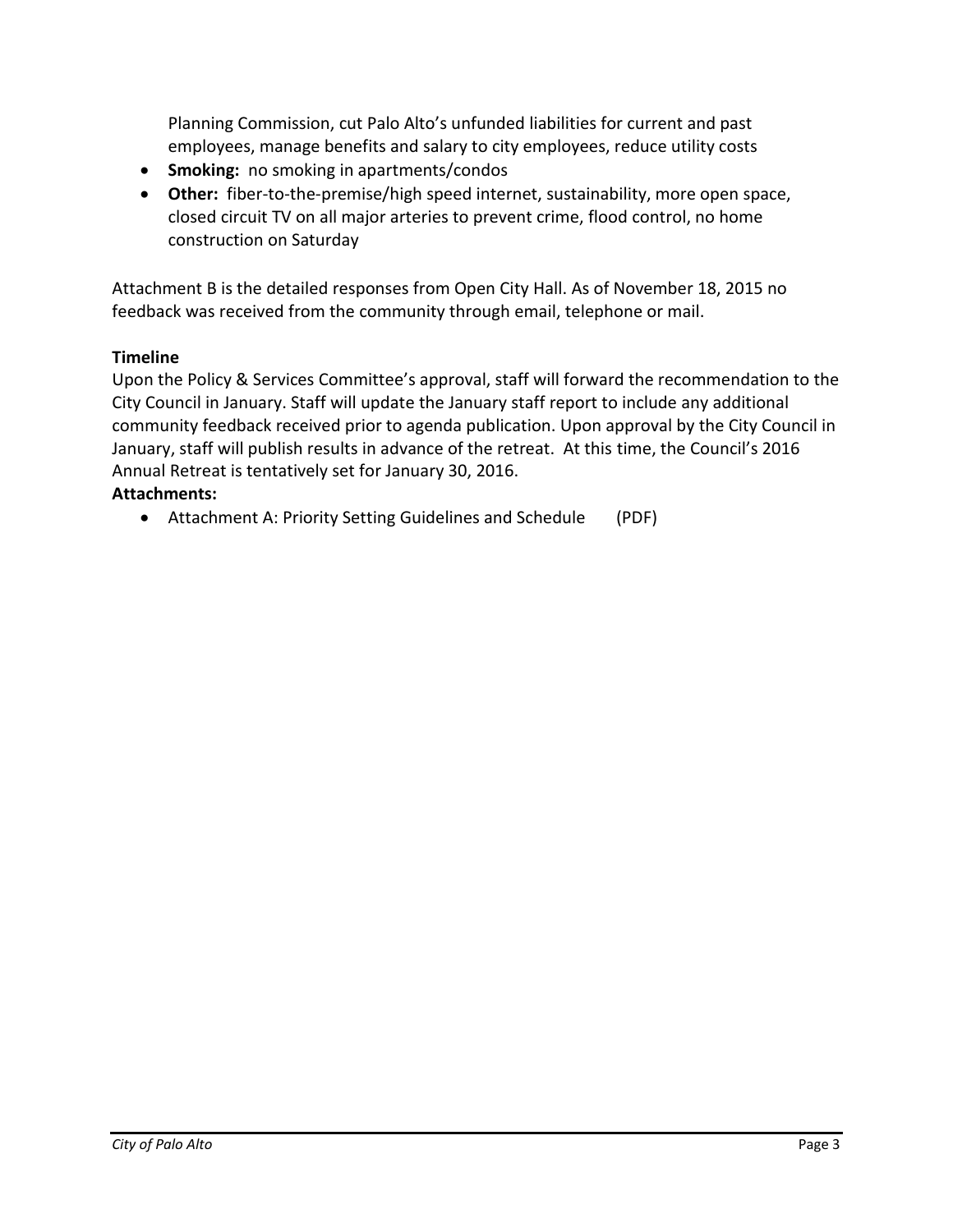Planning Commission, cut Palo Alto's unfunded liabilities for current and past employees, manage benefits and salary to city employees, reduce utility costs

- **Smoking:** no smoking in apartments/condos
- **Other:** fiber-to-the-premise/high speed internet, sustainability, more open space, closed circuit TV on all major arteries to prevent crime, flood control, no home construction on Saturday

Attachment B is the detailed responses from Open City Hall. As of November 18, 2015 no feedback was received from the community through email, telephone or mail.

**Timeline**

Upon the Policy & Services Committee's approval, staff will forward the recommendation to the City Council in January. Staff will update the January staff report to include any additional community feedback received prior to agenda publication. Upon approval by the City Council in January, staff will publish results in advance of the retreat. At this time, the Council's 2016 Annual Retreat is tentatively set for January 30, 2016.

**Attachments:**

- Attachment A: Priority Setting Guidelines and Schedule (PDF)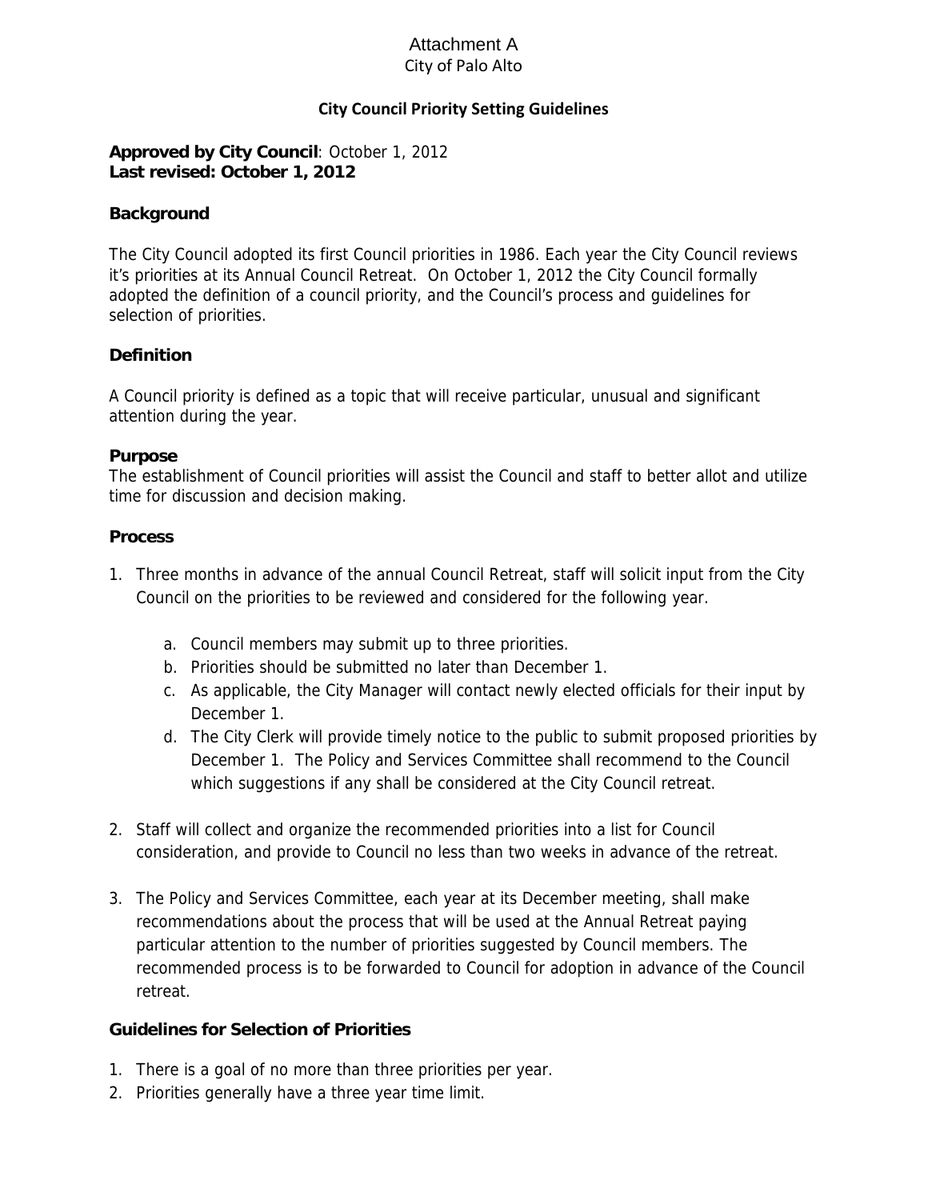Attachment A
City of Palo Alto

## City Council Priority Setting Guidelines

**Approved by City Council**: October 1, 2012
**Last revised: October 1, 2012**

### Background

The City Council adopted its first Council priorities in 1986. Each year the City Council reviews it's priorities at its Annual Council Retreat. On October 1, 2012 the City Council formally adopted the definition of a council priority, and the Council's process and guidelines for selection of priorities.

### Definition

A Council priority is defined as a topic that will receive particular, unusual and significant attention during the year.

### Purpose

The establishment of Council priorities will assist the Council and staff to better allot and utilize time for discussion and decision making.

### Process

1. Three months in advance of the annual Council Retreat, staff will solicit input from the City Council on the priorities to be reviewed and considered for the following year.
   a. Council members may submit up to three priorities.
   b. Priorities should be submitted no later than December 1.
   c. As applicable, the City Manager will contact newly elected officials for their input by December 1.
   d. The City Clerk will provide timely notice to the public to submit proposed priorities by December 1. The Policy and Services Committee shall recommend to the Council which suggestions if any shall be considered at the City Council retreat.
2. Staff will collect and organize the recommended priorities into a list for Council consideration, and provide to Council no less than two weeks in advance of the retreat.
3. The Policy and Services Committee, each year at its December meeting, shall make recommendations about the process that will be used at the Annual Retreat paying particular attention to the number of priorities suggested by Council members. The recommended process is to be forwarded to Council for adoption in advance of the Council retreat.

### Guidelines for Selection of Priorities

1. There is a goal of no more than three priorities per year.
2. Priorities generally have a three year time limit.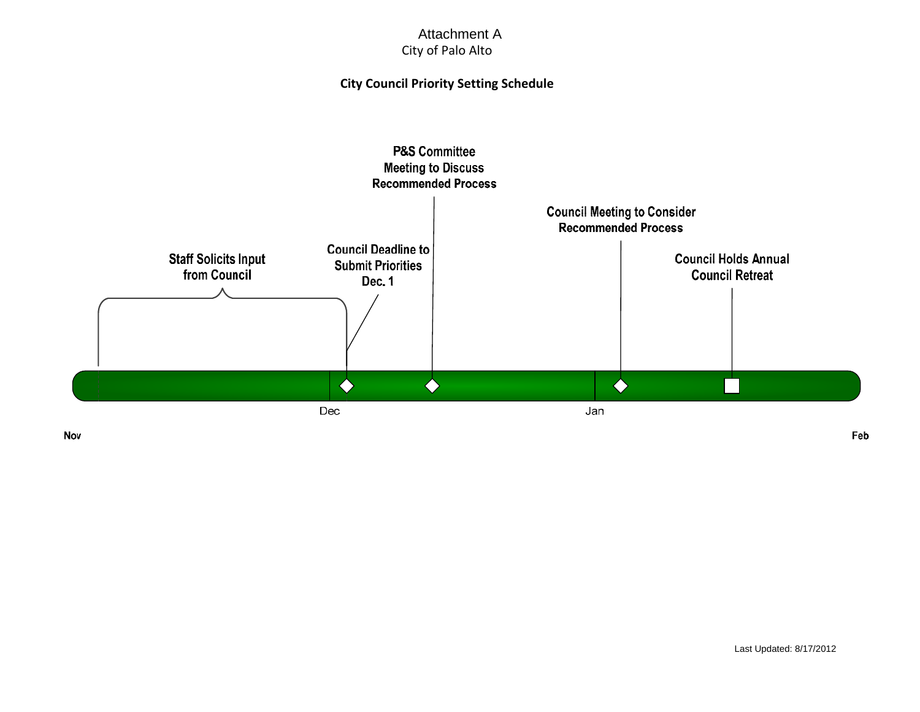Attachment A

City of Palo Alto

**City Council Priority Setting Schedule**

Staff Solicits Input from Council

Council Deadline to Submit Priorities Dec. 1

P&S Committee Meeting to Discuss Recommended Process

Council Meeting to Consider Recommended Process

Council Holds Annual Council Retreat

Dec

Jan

Nov

Feb

Last Updated: 8/17/2012